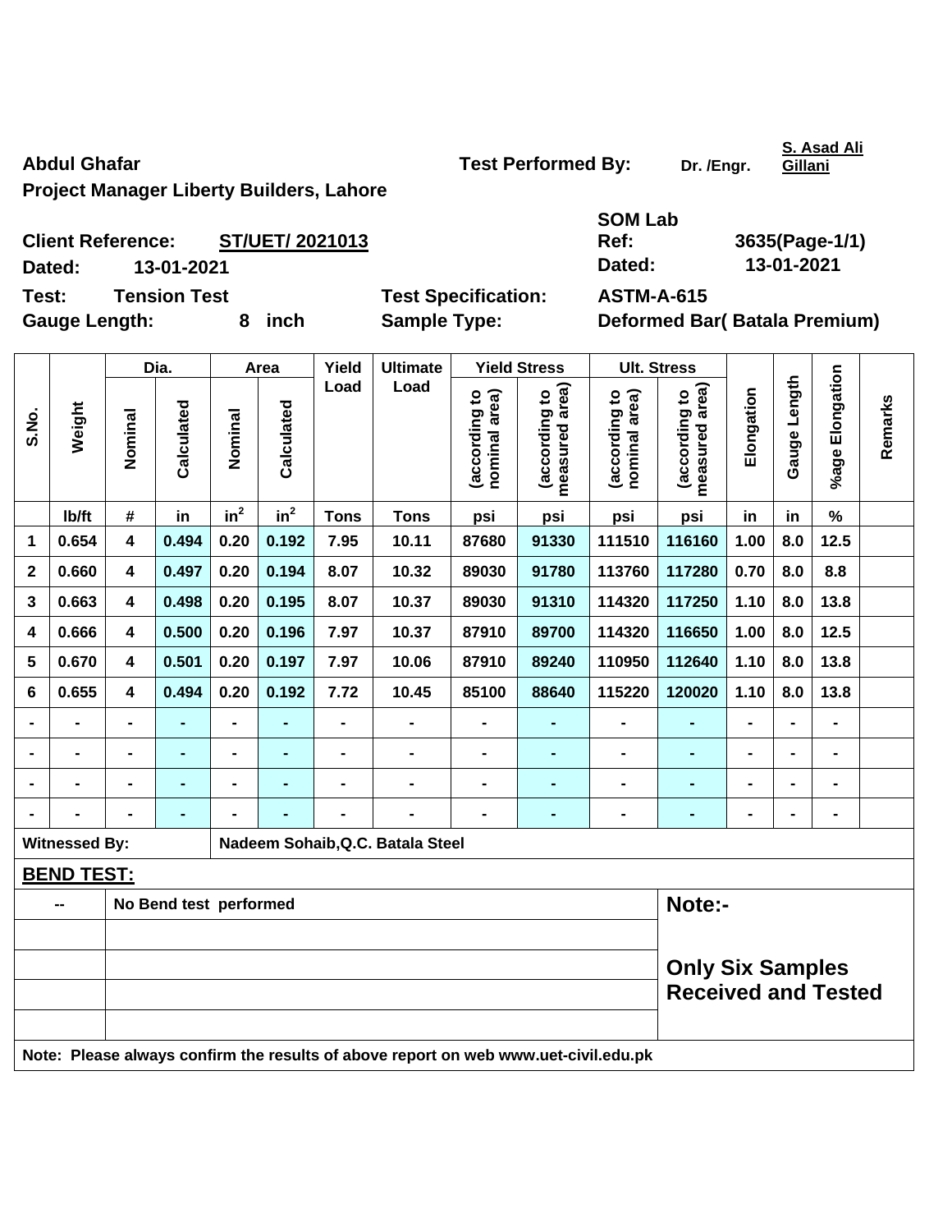**Abdul Ghafar** **Test Performed By:** Dr. /Engr. S. Asad Ali Gillani

**Project Manager Liberty Builders, Lahore**

**Client Reference:** ST/UET/ 2021013 **SOM Lab Ref:** 3635(Page-1/1)

**Dated:** 13-01-2021 **Dated:** 13-01-2021

**Test:** Tension Test **Test Specification:** ASTM-A-615

**Gauge Length:** 8 inch **Sample Type:** Deformed Bar( Batala Premium)

| S.No. | Weight | Dia. | | Area | | Yield Load | Ultimate Load | Yield Stress | | Ult. Stress | | Elongation | Gauge Length | %age Elongation | Remarks |
|---|---|---|---|---|---|---|---|---|---|---|---|---|---|---|---|
| | | Nominal | Calculated | Nominal | Calculated | | | (according to nominal area) | (according to measured area) | (according to nominal area) | (according to measured area) | | | | |
| | lb/ft | # | in | $in^2$ | $in^2$ | Tons | Tons | psi | psi | psi | psi | in | in | % | |
| 1 | 0.654 | 4 | 0.494 | 0.20 | 0.192 | 7.95 | 10.11 | 87680 | 91330 | 111510 | 116160 | 1.00 | 8.0 | 12.5 | |
| 2 | 0.660 | 4 | 0.497 | 0.20 | 0.194 | 8.07 | 10.32 | 89030 | 91780 | 113760 | 117280 | 0.70 | 8.0 | 8.8 | |
| 3 | 0.663 | 4 | 0.498 | 0.20 | 0.195 | 8.07 | 10.37 | 89030 | 91310 | 114320 | 117250 | 1.10 | 8.0 | 13.8 | |
| 4 | 0.666 | 4 | 0.500 | 0.20 | 0.196 | 7.97 | 10.37 | 87910 | 89700 | 114320 | 116650 | 1.00 | 8.0 | 12.5 | |
| 5 | 0.670 | 4 | 0.501 | 0.20 | 0.197 | 7.97 | 10.06 | 87910 | 89240 | 110950 | 112640 | 1.10 | 8.0 | 13.8 | |
| 6 | 0.655 | 4 | 0.494 | 0.20 | 0.192 | 7.72 | 10.45 | 85100 | 88640 | 115220 | 120020 | 1.10 | 8.0 | 13.8 | |
| - | - | - | - | - | - | - | - | - | - | - | - | - | - | - | |
| - | - | - | - | - | - | - | - | - | - | - | - | - | - | - | |
| - | - | - | - | - | - | - | - | - | - | - | - | - | - | - | |
| - | - | - | - | - | - | - | - | - | - | - | - | - | - | - | |

**Witnessed By:** Nadeem Sohaib,Q.C. Batala Steel

**BEND TEST:**

-- No Bend test performed

**Note:-**

**Only Six Samples Received and Tested**

**Note: Please always confirm the results of above report on web www.uet-civil.edu.pk**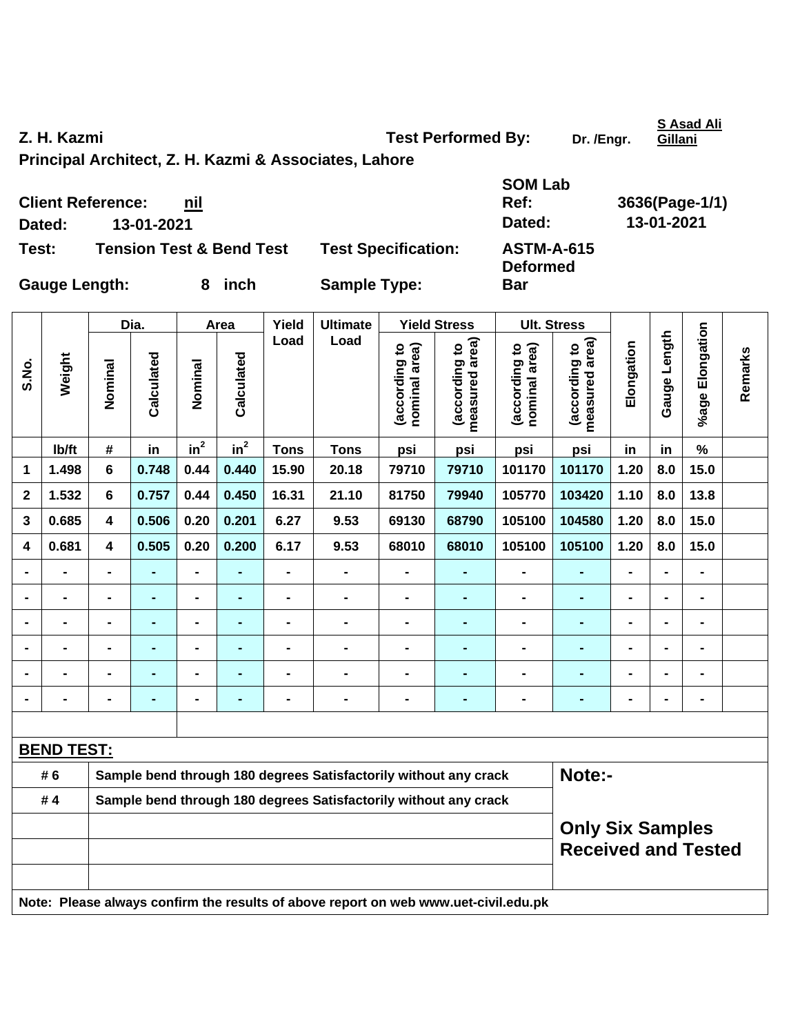**S Asad Ali Gillani**

**Z. H. Kazmi** **Test Performed By:** Dr. /Engr.

**Principal Architect, Z. H. Kazmi & Associates, Lahore**

**Client Reference:** nil **SOM Lab Ref:** 3636(Page-1/1)

**Dated:** 13-01-2021 **Dated:** 13-01-2021

**Test:** Tension Test & Bend Test **Test Specification:** ASTM-A-615

**Gauge Length:** 8 inch **Sample Type:** Deformed Bar

| S.No. | Weight | Dia. | | Area | | Yield Load | Ultimate Load | Yield Stress | | Ult. Stress | | Elongation | Gauge Length | %age Elongation | Remarks |
|---|---|---|---|---|---|---|---|---|---|---|---|---|---|---|---|
| | | Nominal | Calculated | Nominal | Calculated | | | (according to nominal area) | (according to measured area) | (according to nominal area) | (according to measured area) | | | | |
| | lb/ft | # | in | $in^2$ | $in^2$ | Tons | Tons | psi | psi | psi | psi | in | in | % | |
| 1 | 1.498 | 6 | 0.748 | 0.44 | 0.440 | 15.90 | 20.18 | 79710 | 79710 | 101170 | 101170 | 1.20 | 8.0 | 15.0 | |
| 2 | 1.532 | 6 | 0.757 | 0.44 | 0.450 | 16.31 | 21.10 | 81750 | 79940 | 105770 | 103420 | 1.10 | 8.0 | 13.8 | |
| 3 | 0.685 | 4 | 0.506 | 0.20 | 0.201 | 6.27 | 9.53 | 69130 | 68790 | 105100 | 104580 | 1.20 | 8.0 | 15.0 | |
| 4 | 0.681 | 4 | 0.505 | 0.20 | 0.200 | 6.17 | 9.53 | 68010 | 68010 | 105100 | 105100 | 1.20 | 8.0 | 15.0 | |
| - | - | - | - | - | - | - | - | - | - | - | - | - | - | - | |
| - | - | - | - | - | - | - | - | - | - | - | - | - | - | - | |
| - | - | - | - | - | - | - | - | - | - | - | - | - | - | - | |
| - | - | - | - | - | - | - | - | - | - | - | - | - | - | - | |
| - | - | - | - | - | - | - | - | - | - | - | - | - | - | - | |
| - | - | - | - | - | - | - | - | - | - | - | - | - | - | - | |

**BEND TEST:**

| | | |
|---|---|---|
| # 6 | Sample bend through 180 degrees Satisfactorily without any crack | **Note:-** |
| # 4 | Sample bend through 180 degrees Satisfactorily without any crack | |
| | | **Only Six Samples Received and Tested** |

**Note: Please always confirm the results of above report on web www.uet-civil.edu.pk**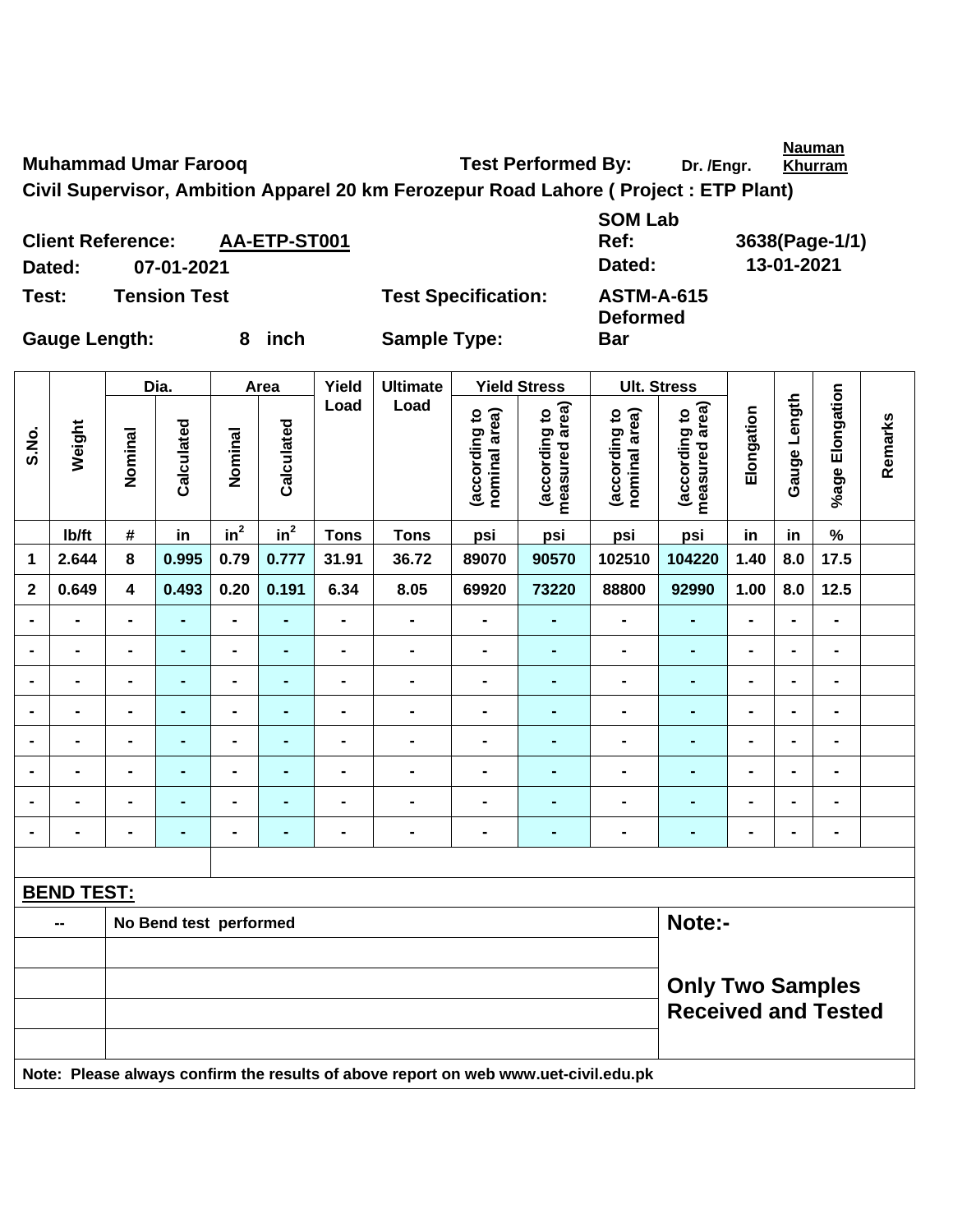**Muhammad Umar Farooq** **Test Performed By:** Dr. /Engr. Nauman Khurram

**Civil Supervisor, Ambition Apparel 20 km Ferozepur Road Lahore ( Project : ETP Plant)**

| | | | |
|---|---|---|---|
| **Client Reference:** | **AA-ETP-ST001** | **SOM Lab Ref:** | **3638(Page-1/1)** |
| **Dated:** | **07-01-2021** | **Dated:** | **13-01-2021** |
| **Test:** | **Tension Test** | **Test Specification:** | **ASTM-A-615** |
| **Gauge Length:** | **8 inch** | **Sample Type:** | **Deformed Bar** |

| S.No. | Weight | Dia. | | Area | | Yield Load | Ultimate Load | Yield Stress | | Ult. Stress | | Elongation | Gauge Length | %age Elongation | Remarks |
|---|---|---|---|---|---|---|---|---|---|---|---|---|---|---|---|
| | | Nominal | Calculated | Nominal | Calculated | | | (according to nominal area) | (according to measured area) | (according to nominal area) | (according to measured area) | | | | |
| | lb/ft | # | in | $in^2$ | $in^2$ | Tons | Tons | psi | psi | psi | psi | in | in | % | |
| 1 | 2.644 | 8 | 0.995 | 0.79 | 0.777 | 31.91 | 36.72 | 89070 | 90570 | 102510 | 104220 | 1.40 | 8.0 | 17.5 | |
| 2 | 0.649 | 4 | 0.493 | 0.20 | 0.191 | 6.34 | 8.05 | 69920 | 73220 | 88800 | 92990 | 1.00 | 8.0 | 12.5 | |
| - | - | - | - | - | - | - | - | - | - | - | - | - | - | - | |
| - | - | - | - | - | - | - | - | - | - | - | - | - | - | - | |
| - | - | - | - | - | - | - | - | - | - | - | - | - | - | - | |
| - | - | - | - | - | - | - | - | - | - | - | - | - | - | - | |
| - | - | - | - | - | - | - | - | - | - | - | - | - | - | - | |
| - | - | - | - | - | - | - | - | - | - | - | - | - | - | - | |
| - | - | - | - | - | - | - | - | - | - | - | - | - | - | - | |
| - | - | - | - | - | - | - | - | - | - | - | - | - | - | - | |

**BEND TEST:**

| | | |
|---|---|---|
| -- | No Bend test performed | **Note:-** |
| | | |
| | | **Only Two Samples Received and Tested** |
| | | |
| | | |

**Note: Please always confirm the results of above report on web www.uet-civil.edu.pk**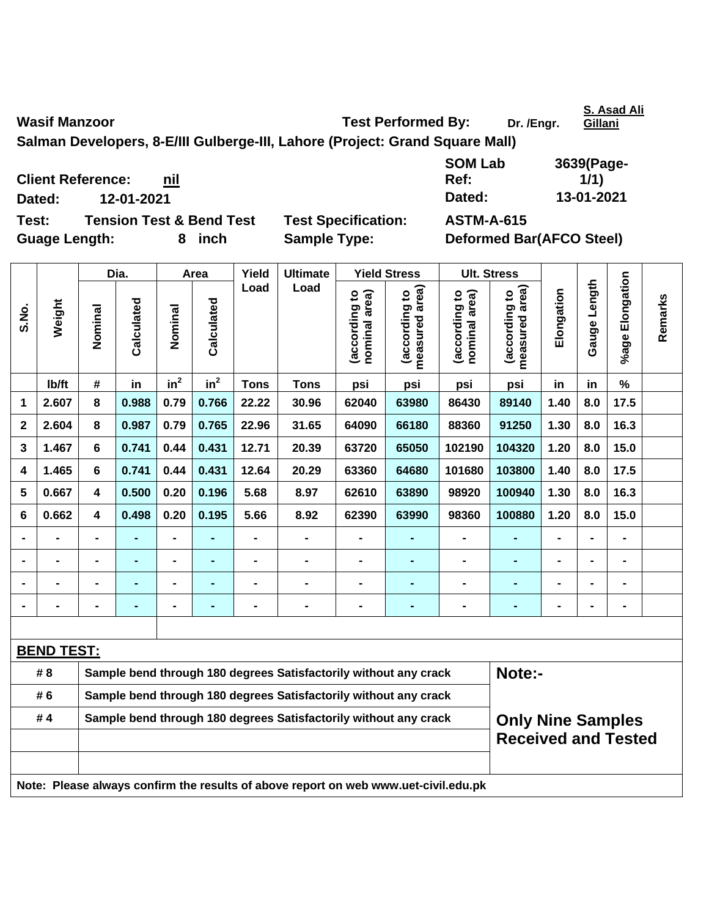**Wasif Manzoor** **Test Performed By:** Dr. /Engr. S. Asad Ali Gillani

**Salman Developers, 8-E/III Gulberge-III, Lahore (Project: Grand Square Mall)**

| | | | |
|---|---|---|---|
| **Client Reference:** | nil | **SOM Lab Ref:** | 3639(Page-1/1) |
| **Dated:** | 12-01-2021 | **Dated:** | 13-01-2021 |
| **Test:** | Tension Test & Bend Test | **Test Specification:** | ASTM-A-615 |
| **Guage Length:** | 8 inch | **Sample Type:** | Deformed Bar(AFCO Steel) |

| S.No. | Weight | Dia. | | Area | | Yield Load | Ultimate Load | Yield Stress | | Ult. Stress | | Elongation | Gauge Length | %age Elongation | Remarks |
|---|---|---|---|---|---|---|---|---|---|---|---|---|---|---|---|
| | | Nominal | Calculated | Nominal | Calculated | | | (according to nominal area) | (according to measured area) | (according to nominal area) | (according to measured area) | | | | |
| | lb/ft | # | in | in² | in² | Tons | Tons | psi | psi | psi | psi | in | in | % | |
| 1 | 2.607 | 8 | 0.988 | 0.79 | 0.766 | 22.22 | 30.96 | 62040 | 63980 | 86430 | 89140 | 1.40 | 8.0 | 17.5 | |
| 2 | 2.604 | 8 | 0.987 | 0.79 | 0.765 | 22.96 | 31.65 | 64090 | 66180 | 88360 | 91250 | 1.30 | 8.0 | 16.3 | |
| 3 | 1.467 | 6 | 0.741 | 0.44 | 0.431 | 12.71 | 20.39 | 63720 | 65050 | 102190 | 104320 | 1.20 | 8.0 | 15.0 | |
| 4 | 1.465 | 6 | 0.741 | 0.44 | 0.431 | 12.64 | 20.29 | 63360 | 64680 | 101680 | 103800 | 1.40 | 8.0 | 17.5 | |
| 5 | 0.667 | 4 | 0.500 | 0.20 | 0.196 | 5.68 | 8.97 | 62610 | 63890 | 98920 | 100940 | 1.30 | 8.0 | 16.3 | |
| 6 | 0.662 | 4 | 0.498 | 0.20 | 0.195 | 5.66 | 8.92 | 62390 | 63990 | 98360 | 100880 | 1.20 | 8.0 | 15.0 | |
| - | - | - | - | - | - | - | - | - | - | - | - | - | - | - | |
| - | - | - | - | - | - | - | - | - | - | - | - | - | - | - | |
| - | - | - | - | - | - | - | - | - | - | - | - | - | - | - | |
| - | - | - | - | - | - | - | - | - | - | - | - | - | - | - | |

**BEND TEST:**

| | | |
|---|---|---|
| # 8 | Sample bend through 180 degrees Satisfactorily without any crack | **Note:-** |
| # 6 | Sample bend through 180 degrees Satisfactorily without any crack | |
| # 4 | Sample bend through 180 degrees Satisfactorily without any crack | **Only Nine Samples Received and Tested** |

**Note: Please always confirm the results of above report on web www.uet-civil.edu.pk**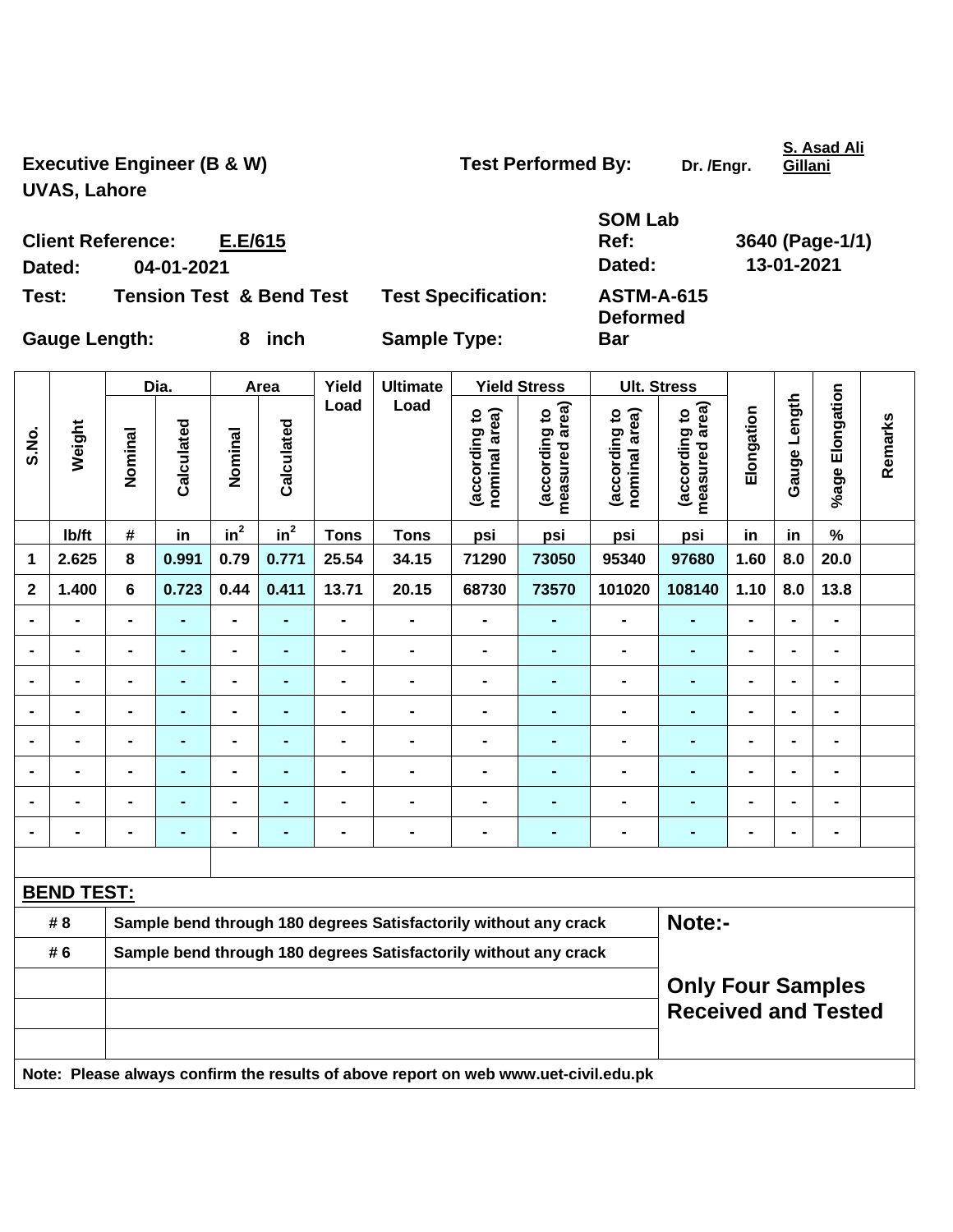**Executive Engineer (B & W)**
**UVAS, Lahore**

**Test Performed By:** Dr. /Engr. **S. Asad Ali Gillani**

**Client Reference:** **E.E/615**
**Dated:** 04-01-2021

**SOM Lab Ref:** 3640 (Page-1/1)
**Dated:** 13-01-2021

**Test:** Tension Test & Bend Test
**Test Specification:** ASTM-A-615
**Gauge Length:** 8 inch
**Sample Type:** Deformed Bar

| S.No. | Weight | Dia. | | Area | | Yield Load | Ultimate Load | Yield Stress | | Ult. Stress | | Elongation | Gauge Length | %age Elongation | Remarks |
|---|---|---|---|---|---|---|---|---|---|---|---|---|---|---|---|
| | | Nominal | Calculated | Nominal | Calculated | | | (according to nominal area) | (according to measured area) | (according to nominal area) | (according to measured area) | | | | |
| | lb/ft | # | in | in² | in² | Tons | Tons | psi | psi | psi | psi | in | in | % | |
| 1 | 2.625 | 8 | 0.991 | 0.79 | 0.771 | 25.54 | 34.15 | 71290 | 73050 | 95340 | 97680 | 1.60 | 8.0 | 20.0 | |
| 2 | 1.400 | 6 | 0.723 | 0.44 | 0.411 | 13.71 | 20.15 | 68730 | 73570 | 101020 | 108140 | 1.10 | 8.0 | 13.8 | |
| - | - | - | - | - | - | - | - | - | - | - | - | - | - | - | |
| - | - | - | - | - | - | - | - | - | - | - | - | - | - | - | |
| - | - | - | - | - | - | - | - | - | - | - | - | - | - | - | |
| - | - | - | - | - | - | - | - | - | - | - | - | - | - | - | |
| - | - | - | - | - | - | - | - | - | - | - | - | - | - | - | |
| - | - | - | - | - | - | - | - | - | - | - | - | - | - | - | |
| - | - | - | - | - | - | - | - | - | - | - | - | - | - | - | |
| - | - | - | - | - | - | - | - | - | - | - | - | - | - | - | |

**BEND TEST:**

| | | |
|---|---|---|
| # 8 | Sample bend through 180 degrees Satisfactorily without any crack | **Note:-** |
| # 6 | Sample bend through 180 degrees Satisfactorily without any crack | |
| | | **Only Four Samples Received and Tested** |

**Note: Please always confirm the results of above report on web www.uet-civil.edu.pk**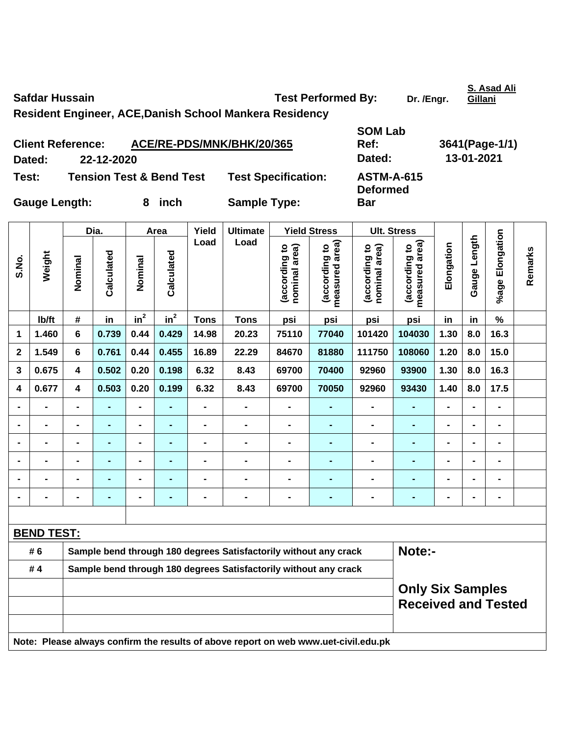**Safdar Hussain** **Test Performed By:** Dr. /Engr. **S. Asad Ali Gillani**

**Resident Engineer, ACE,Danish School Mankera Residency**

| | | | |
|---|---|---|---|
| **Client Reference:** | **ACE/RE-PDS/MNK/BHK/20/365** | **SOM Lab Ref:** | **3641(Page-1/1)** |
| **Dated:** | **22-12-2020** | **Dated:** | **13-01-2021** |
| **Test:** | **Tension Test & Bend Test** | **Test Specification:** | **ASTM-A-615** |
| **Gauge Length:** | **8 inch** | **Sample Type:** | **Deformed Bar** |

| S.No. | Weight | Dia. | | Area | | Yield Load | Ultimate Load | Yield Stress | | Ult. Stress | | Elongation | Gauge Length | %age Elongation | Remarks |
|---|---|---|---|---|---|---|---|---|---|---|---|---|---|---|---|
| | | Nominal | Calculated | Nominal | Calculated | | | (according to nominal area) | (according to measured area) | (according to nominal area) | (according to measured area) | | | | |
| | lb/ft | # | in | $in^2$ | $in^2$ | Tons | Tons | psi | psi | psi | psi | in | in | % | |
| 1 | 1.460 | 6 | 0.739 | 0.44 | 0.429 | 14.98 | 20.23 | 75110 | 77040 | 101420 | 104030 | 1.30 | 8.0 | 16.3 | |
| 2 | 1.549 | 6 | 0.761 | 0.44 | 0.455 | 16.89 | 22.29 | 84670 | 81880 | 111750 | 108060 | 1.20 | 8.0 | 15.0 | |
| 3 | 0.675 | 4 | 0.502 | 0.20 | 0.198 | 6.32 | 8.43 | 69700 | 70400 | 92960 | 93900 | 1.30 | 8.0 | 16.3 | |
| 4 | 0.677 | 4 | 0.503 | 0.20 | 0.199 | 6.32 | 8.43 | 69700 | 70050 | 92960 | 93430 | 1.40 | 8.0 | 17.5 | |
| - | - | - | - | - | - | - | - | - | - | - | - | - | - | - | |
| - | - | - | - | - | - | - | - | - | - | - | - | - | - | - | |
| - | - | - | - | - | - | - | - | - | - | - | - | - | - | - | |
| - | - | - | - | - | - | - | - | - | - | - | - | - | - | - | |
| - | - | - | - | - | - | - | - | - | - | - | - | - | - | - | |
| - | - | - | - | - | - | - | - | - | - | - | - | - | - | - | |

**BEND TEST:**

| | | |
|---|---|---|
| # 6 | Sample bend through 180 degrees Satisfactorily without any crack | **Note:-** |
| # 4 | Sample bend through 180 degrees Satisfactorily without any crack | **Only Six Samples Received and Tested** |

**Note: Please always confirm the results of above report on web www.uet-civil.edu.pk**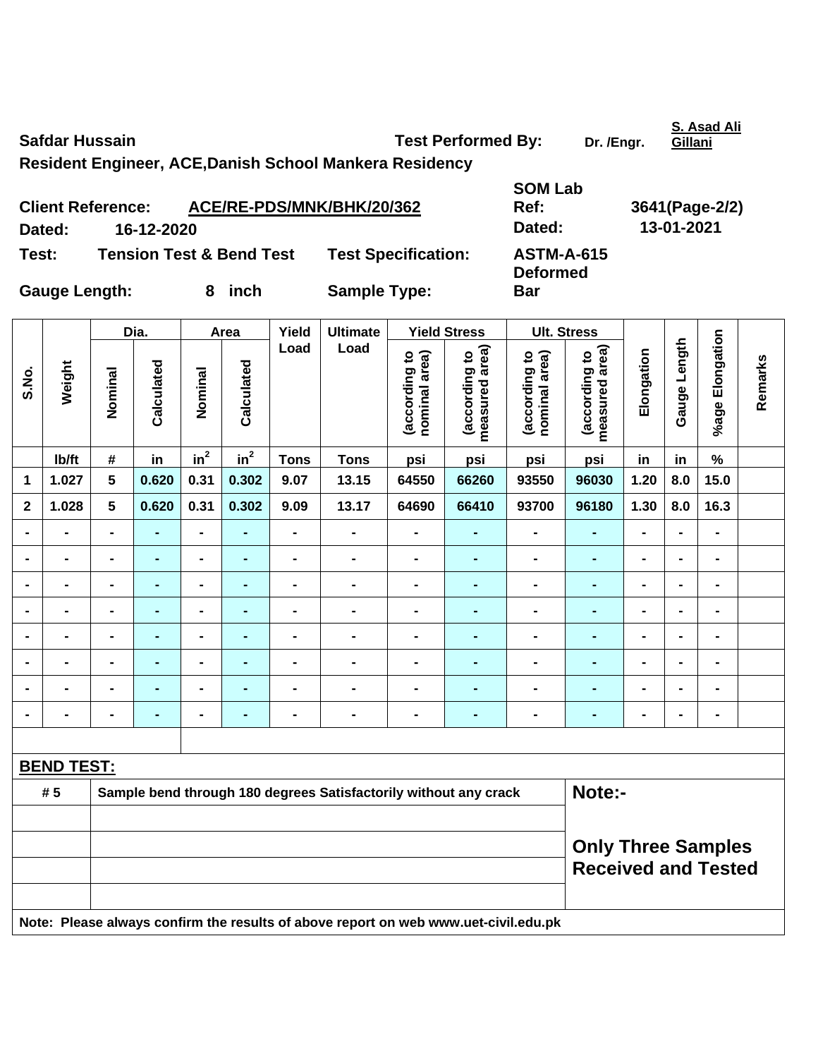**Safdar Hussain** **Test Performed By:** Dr. /Engr. S. Asad Ali Gillani

**Resident Engineer, ACE,Danish School Mankera Residency**

| | | | |
|---|---|---|---|
| **Client Reference:** | **ACE/RE-PDS/MNK/BHK/20/362** | **SOM Lab Ref:** | **3641(Page-2/2)** |
| **Dated:** | **16-12-2020** | **Dated:** | **13-01-2021** |
| **Test:** | **Tension Test & Bend Test** | **Test Specification:** | **ASTM-A-615** |
| **Gauge Length:** | **8 inch** | **Sample Type:** | **Deformed Bar** |

| S.No. | Weight | Dia. | | Area | | Yield Load | Ultimate Load | Yield Stress | | Ult. Stress | | Elongation | Gauge Length | %age Elongation | Remarks |
|---|---|---|---|---|---|---|---|---|---|---|---|---|---|---|---|
| | | Nominal | Calculated | Nominal | Calculated | | | (according to nominal area) | (according to measured area) | (according to nominal area) | (according to measured area) | | | | |
| | lb/ft | # | in | $in^2$ | $in^2$ | Tons | Tons | psi | psi | psi | psi | in | in | % | |
| 1 | 1.027 | 5 | 0.620 | 0.31 | 0.302 | 9.07 | 13.15 | 64550 | 66260 | 93550 | 96030 | 1.20 | 8.0 | 15.0 | |
| 2 | 1.028 | 5 | 0.620 | 0.31 | 0.302 | 9.09 | 13.17 | 64690 | 66410 | 93700 | 96180 | 1.30 | 8.0 | 16.3 | |
| - | - | - | - | - | - | - | - | - | - | - | - | - | - | - | |
| - | - | - | - | - | - | - | - | - | - | - | - | - | - | - | |
| - | - | - | - | - | - | - | - | - | - | - | - | - | - | - | |
| - | - | - | - | - | - | - | - | - | - | - | - | - | - | - | |
| - | - | - | - | - | - | - | - | - | - | - | - | - | - | - | |
| - | - | - | - | - | - | - | - | - | - | - | - | - | - | - | |
| - | - | - | - | - | - | - | - | - | - | - | - | - | - | - | |
| - | - | - | - | - | - | - | - | - | - | - | - | - | - | - | |

**BEND TEST:**

| | | |
|---|---|---|
| # 5 | Sample bend through 180 degrees Satisfactorily without any crack | **Note:-** |
| | | |
| | | **Only Three Samples Received and Tested** |
| | | |
| | | |

**Note: Please always confirm the results of above report on web www.uet-civil.edu.pk**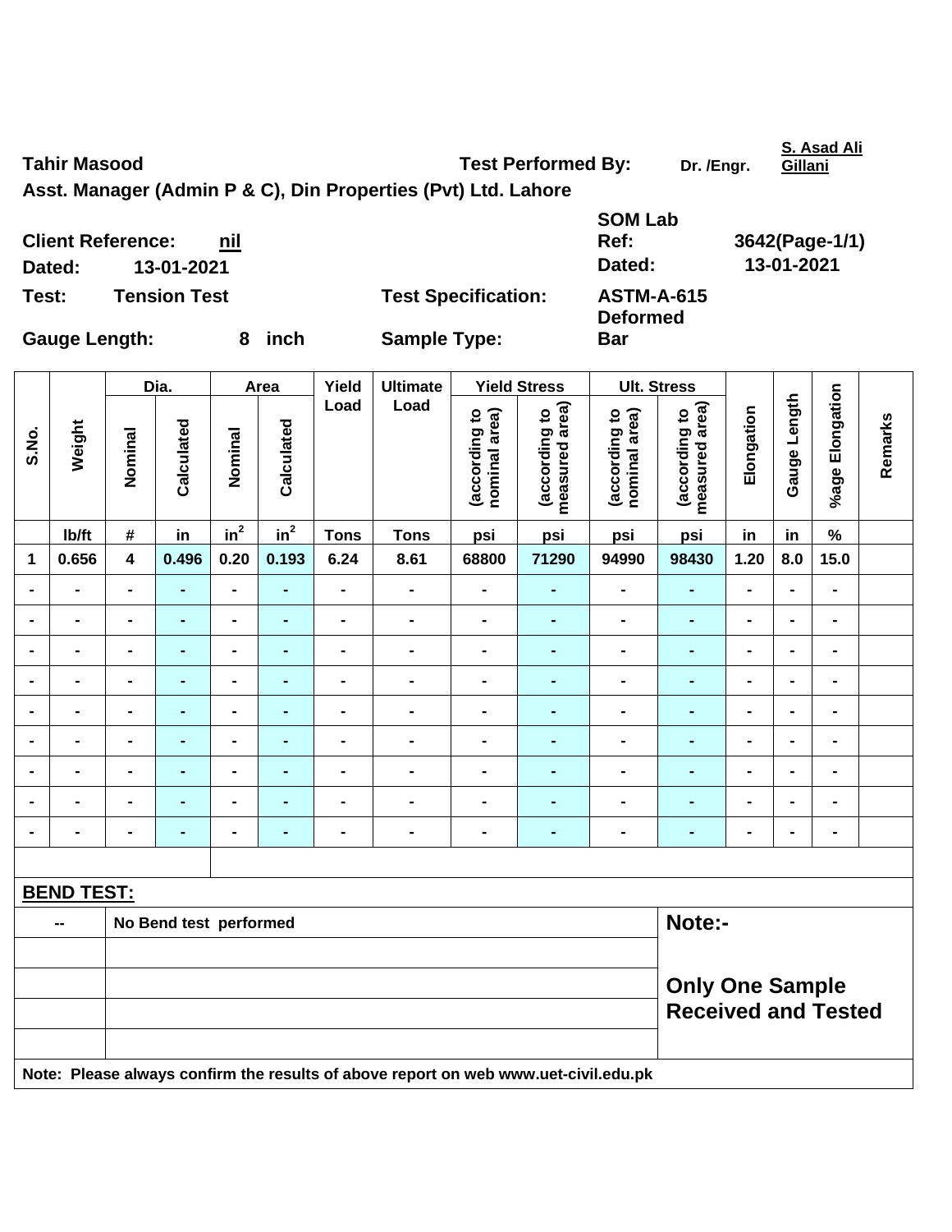**Tahir Masood** **Test Performed By:** Dr. /Engr. S. Asad Ali Gillani

**Asst. Manager (Admin P & C), Din Properties (Pvt) Ltd. Lahore**

| | | | |
|---|---|---|---|
| **Client Reference:** | nil | **SOM Lab Ref:** | **3642(Page-1/1)** |
| **Dated:** | 13-01-2021 | **Dated:** | **13-01-2021** |
| **Test:** | **Tension Test** | **Test Specification:** | **ASTM-A-615** |
| **Gauge Length:** | **8 inch** | **Sample Type:** | **Deformed Bar** |

| S.No. | Weight | Dia. | | Area | | Yield Load | Ultimate Load | Yield Stress | | Ult. Stress | | Elongation | Gauge Length | %age Elongation | Remarks |
|---|---|---|---|---|---|---|---|---|---|---|---|---|---|---|---|
| | | Nominal | Calculated | Nominal | Calculated | | | (according to nominal area) | (according to measured area) | (according to nominal area) | (according to measured area) | | | | |
| | lb/ft | # | in | $in^2$ | $in^2$ | Tons | Tons | psi | psi | psi | psi | in | in | % | |
| 1 | 0.656 | 4 | 0.496 | 0.20 | 0.193 | 6.24 | 8.61 | 68800 | 71290 | 94990 | 98430 | 1.20 | 8.0 | 15.0 | |
| - | - | - | - | - | - | - | - | - | - | - | - | - | - | - | |
| - | - | - | - | - | - | - | - | - | - | - | - | - | - | - | |
| - | - | - | - | - | - | - | - | - | - | - | - | - | - | - | |
| - | - | - | - | - | - | - | - | - | - | - | - | - | - | - | |
| - | - | - | - | - | - | - | - | - | - | - | - | - | - | - | |
| - | - | - | - | - | - | - | - | - | - | - | - | - | - | - | |
| - | - | - | - | - | - | - | - | - | - | - | - | - | - | - | |
| - | - | - | - | - | - | - | - | - | - | - | - | - | - | - | |
| - | - | - | - | - | - | - | - | - | - | - | - | - | - | - | |

**BEND TEST:**

| | | |
|---|---|---|
| -- | No Bend test performed | **Note:-** |
| | | **Only One Sample Received and Tested** |

**Note: Please always confirm the results of above report on web www.uet-civil.edu.pk**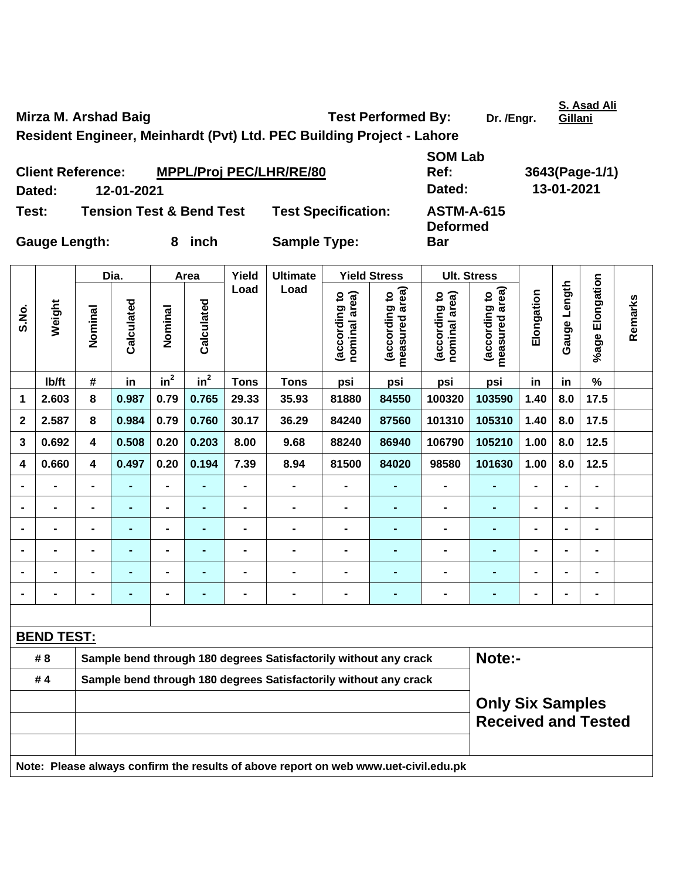Mirza M. Arshad Baig

Resident Engineer, Meinhardt (Pvt) Ltd. PEC Building Project - Lahore

Test Performed By: Dr. /Engr. S. Asad Ali Gillani

| | | | |
|---|---|---|---|
| **Client Reference:** | **MPPL/Proj PEC/LHR/RE/80** | **SOM Lab Ref:** | **3643(Page-1/1)** |
| **Dated:** | **12-01-2021** | **Dated:** | **13-01-2021** |
| **Test:** | **Tension Test & Bend Test** | **Test Specification:** | **ASTM-A-615** |
| **Gauge Length:** | **8 inch** | **Sample Type:** | **Deformed Bar** |

| S.No. | Weight | Dia. | | Area | | Yield Load | Ultimate Load | Yield Stress | | Ult. Stress | | Elongation | Gauge Length | %age Elongation | Remarks |
|---|---|---|---|---|---|---|---|---|---|---|---|---|---|---|---|
| | | Nominal | Calculated | Nominal | Calculated | | | (according to nominal area) | (according to measured area) | (according to nominal area) | (according to measured area) | | | | |
| | lb/ft | # | in | $in^2$ | $in^2$ | Tons | Tons | psi | psi | psi | psi | in | in | % | |
| 1 | 2.603 | 8 | 0.987 | 0.79 | 0.765 | 29.33 | 35.93 | 81880 | 84550 | 100320 | 103590 | 1.40 | 8.0 | 17.5 | |
| 2 | 2.587 | 8 | 0.984 | 0.79 | 0.760 | 30.17 | 36.29 | 84240 | 87560 | 101310 | 105310 | 1.40 | 8.0 | 17.5 | |
| 3 | 0.692 | 4 | 0.508 | 0.20 | 0.203 | 8.00 | 9.68 | 88240 | 86940 | 106790 | 105210 | 1.00 | 8.0 | 12.5 | |
| 4 | 0.660 | 4 | 0.497 | 0.20 | 0.194 | 7.39 | 8.94 | 81500 | 84020 | 98580 | 101630 | 1.00 | 8.0 | 12.5 | |
| - | - | - | - | - | - | - | - | - | - | - | - | - | - | - | |
| - | - | - | - | - | - | - | - | - | - | - | - | - | - | - | |
| - | - | - | - | - | - | - | - | - | - | - | - | - | - | - | |
| - | - | - | - | - | - | - | - | - | - | - | - | - | - | - | |
| - | - | - | - | - | - | - | - | - | - | - | - | - | - | - | |
| - | - | - | - | - | - | - | - | - | - | - | - | - | - | - | |

**BEND TEST:**

| | | |
|---|---|---|
| # 8 | Sample bend through 180 degrees Satisfactorily without any crack | **Note:-** |
| # 4 | Sample bend through 180 degrees Satisfactorily without any crack | **Only Six Samples Received and Tested** |

**Note: Please always confirm the results of above report on web www.uet-civil.edu.pk**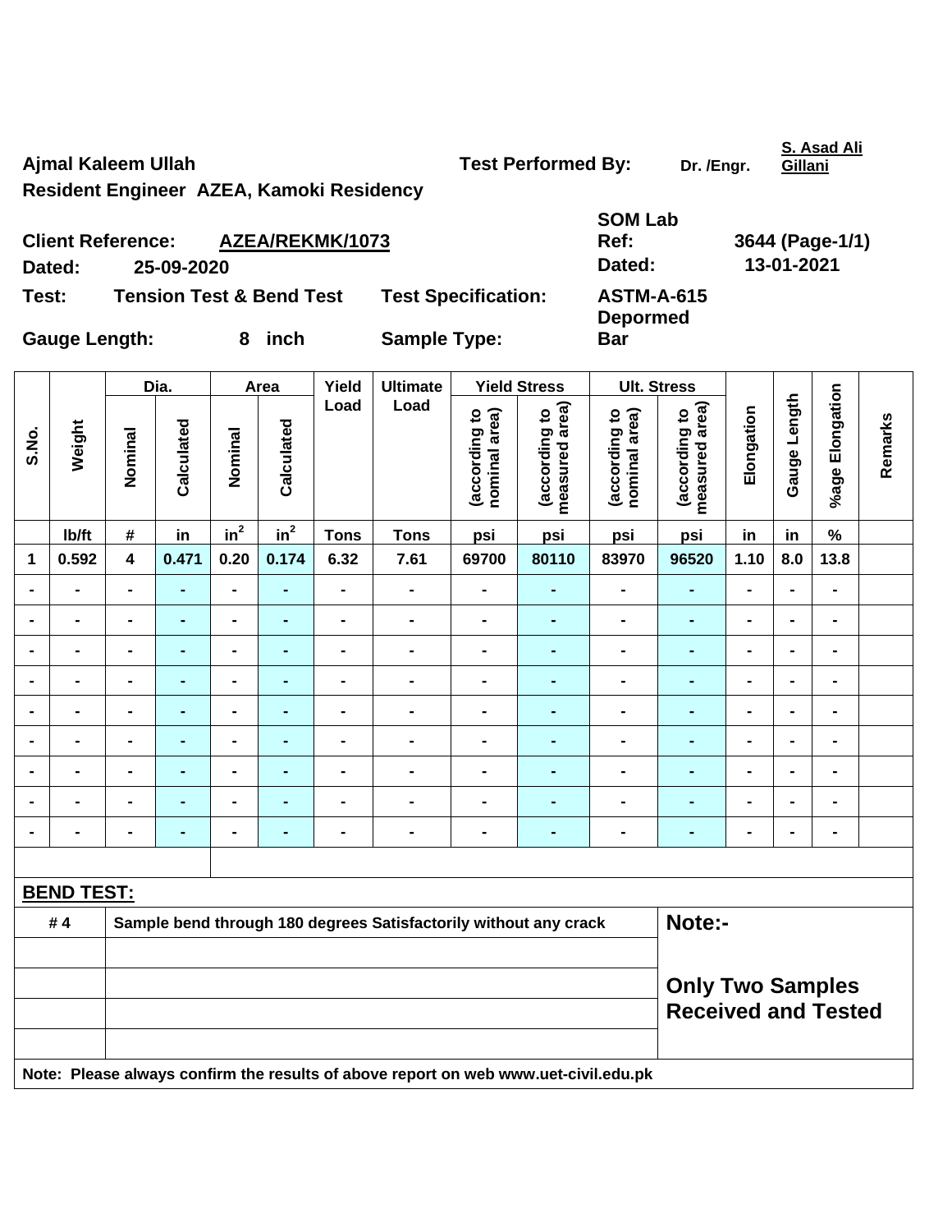Ajmal Kaleem Ullah

Resident Engineer AZEA, Kamoki Residency

Test Performed By: Dr. /Engr. S. Asad Ali Gillani

Client Reference: AZEA/REKMK/1073

Dated: 25-09-2020

SOM Lab Ref: 3644 (Page-1/1)

Dated: 13-01-2021

Test: Tension Test & Bend Test

Test Specification: ASTM-A-615

Gauge Length: 8 inch

Sample Type: Deformed Bar

| S.No. | Weight | Dia. | | Area | | Yield Load | Ultimate Load | Yield Stress | | Ult. Stress | | Elongation | Gauge Length | %age Elongation | Remarks |
|---|---|---|---|---|---|---|---|---|---|---|---|---|---|---|---|
| | | Nominal | Calculated | Nominal | Calculated | | | (according to nominal area) | (according to measured area) | (according to nominal area) | (according to measured area) | | | | |
| | lb/ft | # | in | $in^2$ | $in^2$ | Tons | Tons | psi | psi | psi | psi | in | in | % | |
| 1 | 0.592 | 4 | 0.471 | 0.20 | 0.174 | 6.32 | 7.61 | 69700 | 80110 | 83970 | 96520 | 1.10 | 8.0 | 13.8 | |
| - | - | - | - | - | - | - | - | - | - | - | - | - | - | - | |
| - | - | - | - | - | - | - | - | - | - | - | - | - | - | - | |
| - | - | - | - | - | - | - | - | - | - | - | - | - | - | - | |
| - | - | - | - | - | - | - | - | - | - | - | - | - | - | - | |
| - | - | - | - | - | - | - | - | - | - | - | - | - | - | - | |
| - | - | - | - | - | - | - | - | - | - | - | - | - | - | - | |
| - | - | - | - | - | - | - | - | - | - | - | - | - | - | - | |
| - | - | - | - | - | - | - | - | - | - | - | - | - | - | - | |
| - | - | - | - | - | - | - | - | - | - | - | - | - | - | - | |

**BEND TEST:**

| | | |
|---|---|---|
| # 4 | Sample bend through 180 degrees Satisfactorily without any crack | Note:- |
| | | |
| | | Only Two Samples Received and Tested |
| | | |
| | | |

Note: Please always confirm the results of above report on web www.uet-civil.edu.pk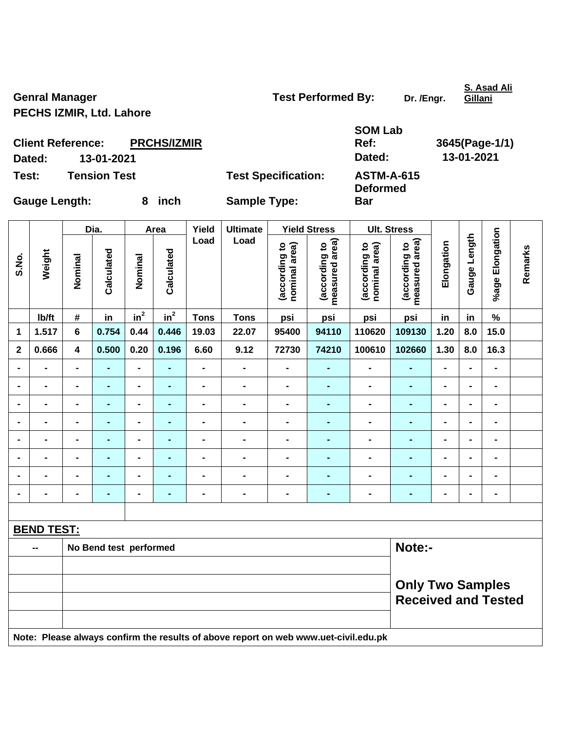Genral Manager

PECHS IZMIR, Ltd. Lahore

**Test Performed By:** Dr. /Engr. S. Asad Ali Gillani

**Client Reference:** PRCHS/IZMIR

**Dated:** 13-01-2021

**SOM Lab Ref:** 3645(Page-1/1)

**Dated:** 13-01-2021

**Test:** Tension Test

**Test Specification:** ASTM-A-615

**Gauge Length:** 8 inch

**Sample Type:** Deformed Bar

| S.No. | Weight | Dia. | | Area | | Yield Load | Ultimate Load | Yield Stress | | Ult. Stress | | Elongation | Gauge Length | %age Elongation | Remarks |
|---|---|---|---|---|---|---|---|---|---|---|---|---|---|---|---|
| | | Nominal | Calculated | Nominal | Calculated | | | (according to nominal area) | (according to measured area) | (according to nominal area) | (according to measured area) | | | | |
| | lb/ft | # | in | $in^2$ | $in^2$ | Tons | Tons | psi | psi | psi | psi | in | in | % | |
| 1 | 1.517 | 6 | 0.754 | 0.44 | 0.446 | 19.03 | 22.07 | 95400 | 94110 | 110620 | 109130 | 1.20 | 8.0 | 15.0 | |
| 2 | 0.666 | 4 | 0.500 | 0.20 | 0.196 | 6.60 | 9.12 | 72730 | 74210 | 100610 | 102660 | 1.30 | 8.0 | 16.3 | |
| - | - | - | - | - | - | - | - | - | - | - | - | - | - | - | |
| - | - | - | - | - | - | - | - | - | - | - | - | - | - | - | |
| - | - | - | - | - | - | - | - | - | - | - | - | - | - | - | |
| - | - | - | - | - | - | - | - | - | - | - | - | - | - | - | |
| - | - | - | - | - | - | - | - | - | - | - | - | - | - | - | |
| - | - | - | - | - | - | - | - | - | - | - | - | - | - | - | |
| - | - | - | - | - | - | - | - | - | - | - | - | - | - | - | |
| - | - | - | - | - | - | - | - | - | - | - | - | - | - | - | |

**BEND TEST:**

| | | |
|---|---|---|
| -- | No Bend test performed | **Note:-** |
| | | |
| | | **Only Two Samples Received and Tested** |
| | | |
| | | |

**Note: Please always confirm the results of above report on web www.uet-civil.edu.pk**